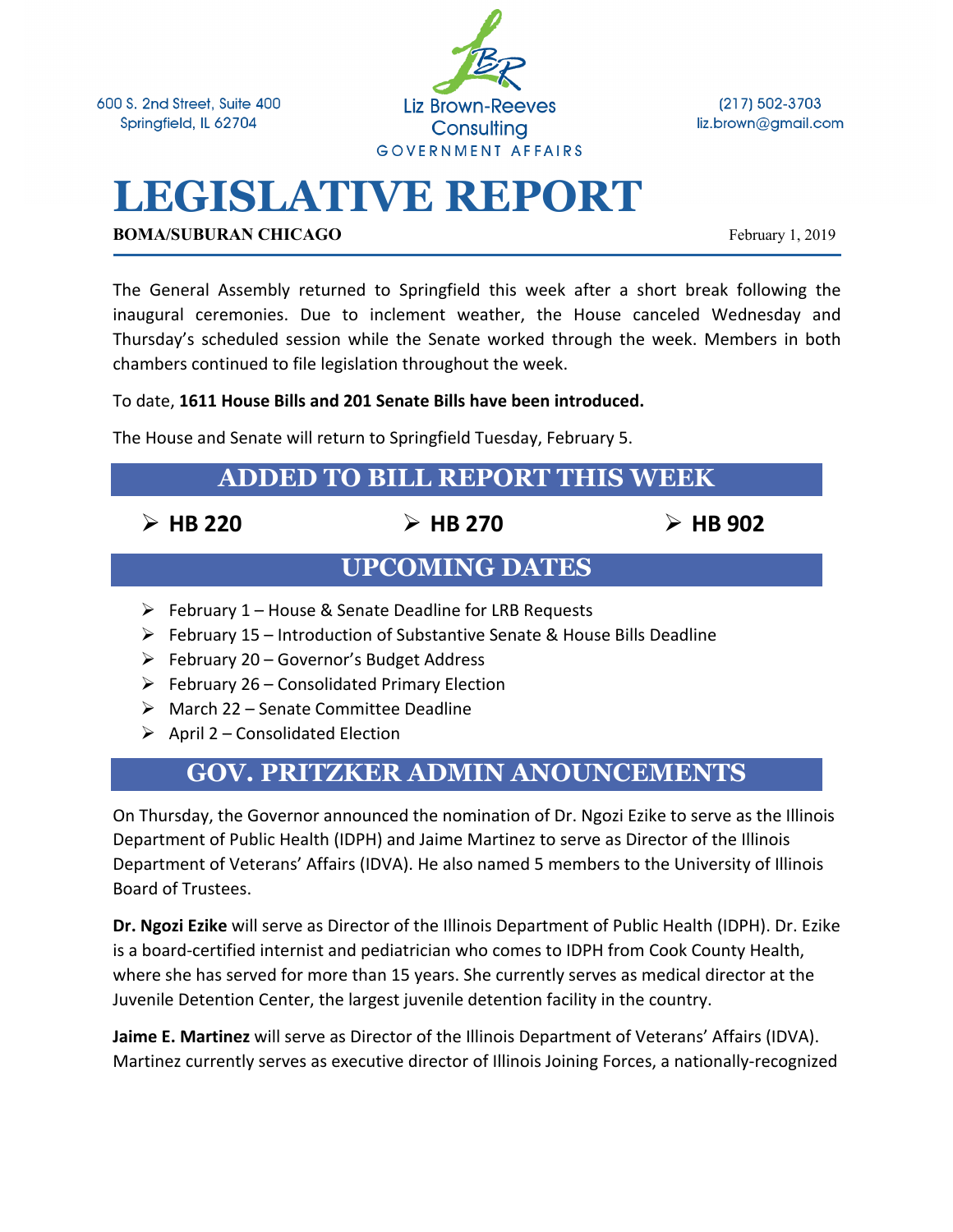600 S. 2nd Street, Suite 400
Springfield, IL 62704

Liz Brown-Reeves Consulting
GOVERNMENT AFFAIRS

(217) 502-3703
liz.brown@gmail.com

# LEGISLATIVE REPORT

**BOMA/SUBURAN CHICAGO** February 1, 2019

The General Assembly returned to Springfield this week after a short break following the inaugural ceremonies. Due to inclement weather, the House canceled Wednesday and Thursday's scheduled session while the Senate worked through the week. Members in both chambers continued to file legislation throughout the week.

To date, **1611 House Bills and 201 Senate Bills have been introduced.**

The House and Senate will return to Springfield Tuesday, February 5.

## ADDED TO BILL REPORT THIS WEEK

- **HB 220**
- **HB 270**
- **HB 902**

## UPCOMING DATES

- February 1 – House & Senate Deadline for LRB Requests
- February 15 – Introduction of Substantive Senate & House Bills Deadline
- February 20 – Governor's Budget Address
- February 26 – Consolidated Primary Election
- March 22 – Senate Committee Deadline
- April 2 – Consolidated Election

## GOV. PRITZKER ADMIN ANOUNCEMENTS

On Thursday, the Governor announced the nomination of Dr. Ngozi Ezike to serve as the Illinois Department of Public Health (IDPH) and Jaime Martinez to serve as Director of the Illinois Department of Veterans' Affairs (IDVA). He also named 5 members to the University of Illinois Board of Trustees.

**Dr. Ngozi Ezike** will serve as Director of the Illinois Department of Public Health (IDPH). Dr. Ezike is a board-certified internist and pediatrician who comes to IDPH from Cook County Health, where she has served for more than 15 years. She currently serves as medical director at the Juvenile Detention Center, the largest juvenile detention facility in the country.

**Jaime E. Martinez** will serve as Director of the Illinois Department of Veterans' Affairs (IDVA). Martinez currently serves as executive director of Illinois Joining Forces, a nationally-recognized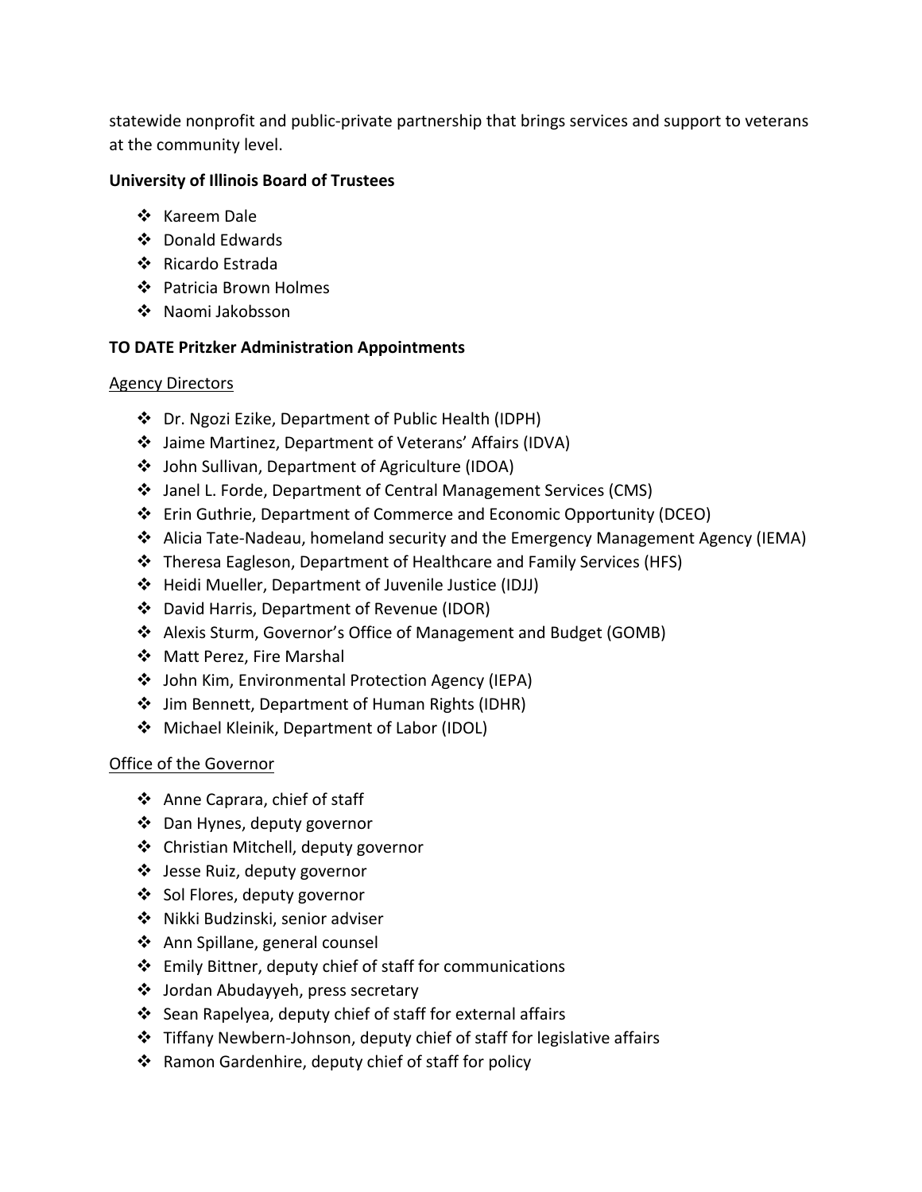statewide nonprofit and public-private partnership that brings services and support to veterans at the community level.

**University of Illinois Board of Trustees**

- Kareem Dale
- Donald Edwards
- Ricardo Estrada
- Patricia Brown Holmes
- Naomi Jakobsson

**TO DATE Pritzker Administration Appointments**

Agency Directors

- Dr. Ngozi Ezike, Department of Public Health (IDPH)
- Jaime Martinez, Department of Veterans' Affairs (IDVA)
- John Sullivan, Department of Agriculture (IDOA)
- Janel L. Forde, Department of Central Management Services (CMS)
- Erin Guthrie, Department of Commerce and Economic Opportunity (DCEO)
- Alicia Tate-Nadeau, homeland security and the Emergency Management Agency (IEMA)
- Theresa Eagleson, Department of Healthcare and Family Services (HFS)
- Heidi Mueller, Department of Juvenile Justice (IDJJ)
- David Harris, Department of Revenue (IDOR)
- Alexis Sturm, Governor's Office of Management and Budget (GOMB)
- Matt Perez, Fire Marshal
- John Kim, Environmental Protection Agency (IEPA)
- Jim Bennett, Department of Human Rights (IDHR)
- Michael Kleinik, Department of Labor (IDOL)

Office of the Governor

- Anne Caprara, chief of staff
- Dan Hynes, deputy governor
- Christian Mitchell, deputy governor
- Jesse Ruiz, deputy governor
- Sol Flores, deputy governor
- Nikki Budzinski, senior adviser
- Ann Spillane, general counsel
- Emily Bittner, deputy chief of staff for communications
- Jordan Abudayyeh, press secretary
- Sean Rapelyea, deputy chief of staff for external affairs
- Tiffany Newbern-Johnson, deputy chief of staff for legislative affairs
- Ramon Gardenhire, deputy chief of staff for policy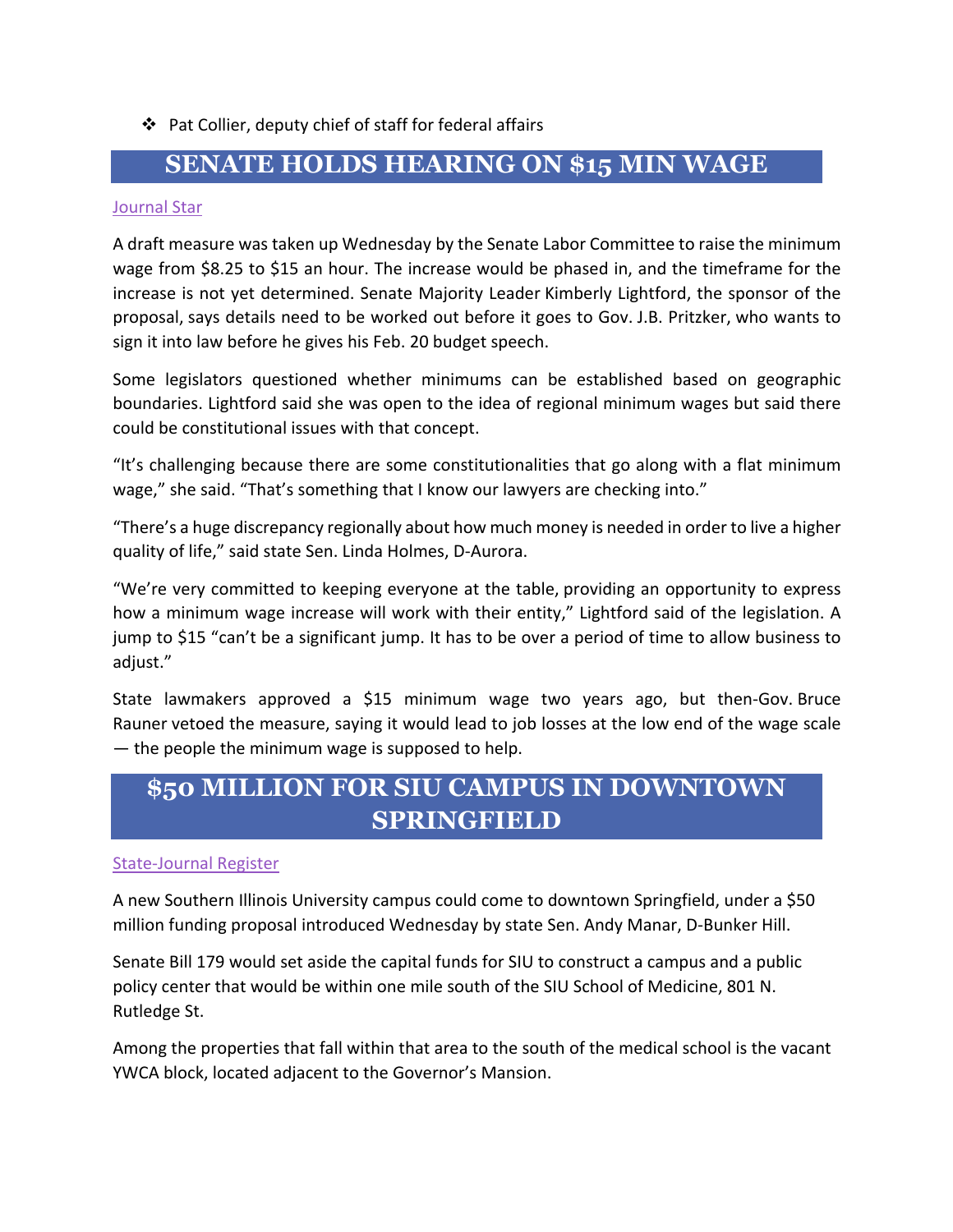- Pat Collier, deputy chief of staff for federal affairs

## SENATE HOLDS HEARING ON $15 MIN WAGE

Journal Star

A draft measure was taken up Wednesday by the Senate Labor Committee to raise the minimum wage from $8.25 to $15 an hour. The increase would be phased in, and the timeframe for the increase is not yet determined. Senate Majority Leader Kimberly Lightford, the sponsor of the proposal, says details need to be worked out before it goes to Gov. J.B. Pritzker, who wants to sign it into law before he gives his Feb. 20 budget speech.

Some legislators questioned whether minimums can be established based on geographic boundaries. Lightford said she was open to the idea of regional minimum wages but said there could be constitutional issues with that concept.

"It's challenging because there are some constitutionalities that go along with a flat minimum wage," she said. "That's something that I know our lawyers are checking into."

"There's a huge discrepancy regionally about how much money is needed in order to live a higher quality of life," said state Sen. Linda Holmes, D-Aurora.

"We're very committed to keeping everyone at the table, providing an opportunity to express how a minimum wage increase will work with their entity," Lightford said of the legislation. A jump to $15 "can't be a significant jump. It has to be over a period of time to allow business to adjust."

State lawmakers approved a $15 minimum wage two years ago, but then-Gov. Bruce Rauner vetoed the measure, saying it would lead to job losses at the low end of the wage scale — the people the minimum wage is supposed to help.

## $50 MILLION FOR SIU CAMPUS IN DOWNTOWN SPRINGFIELD

State-Journal Register

A new Southern Illinois University campus could come to downtown Springfield, under a $50 million funding proposal introduced Wednesday by state Sen. Andy Manar, D-Bunker Hill.

Senate Bill 179 would set aside the capital funds for SIU to construct a campus and a public policy center that would be within one mile south of the SIU School of Medicine, 801 N. Rutledge St.

Among the properties that fall within that area to the south of the medical school is the vacant YWCA block, located adjacent to the Governor's Mansion.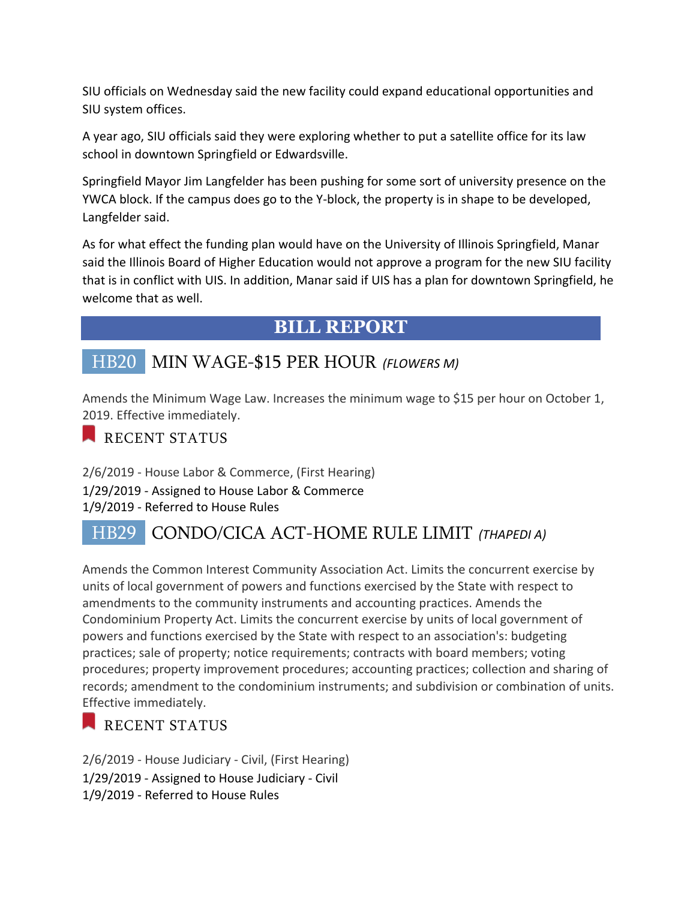SIU officials on Wednesday said the new facility could expand educational opportunities and SIU system offices.

A year ago, SIU officials said they were exploring whether to put a satellite office for its law school in downtown Springfield or Edwardsville.

Springfield Mayor Jim Langfelder has been pushing for some sort of university presence on the YWCA block. If the campus does go to the Y-block, the property is in shape to be developed, Langfelder said.

As for what effect the funding plan would have on the University of Illinois Springfield, Manar said the Illinois Board of Higher Education would not approve a program for the new SIU facility that is in conflict with UIS. In addition, Manar said if UIS has a plan for downtown Springfield, he welcome that as well.

## BILL REPORT

### HB20 MIN WAGE-$15 PER HOUR *(FLOWERS M)*

Amends the Minimum Wage Law. Increases the minimum wage to $15 per hour on October 1, 2019. Effective immediately.

#### RECENT STATUS

2/6/2019 - House Labor & Commerce, (First Hearing)
1/29/2019 - Assigned to House Labor & Commerce
1/9/2019 - Referred to House Rules

### HB29 CONDO/CICA ACT-HOME RULE LIMIT *(THAPEDI A)*

Amends the Common Interest Community Association Act. Limits the concurrent exercise by units of local government of powers and functions exercised by the State with respect to amendments to the community instruments and accounting practices. Amends the Condominium Property Act. Limits the concurrent exercise by units of local government of powers and functions exercised by the State with respect to an association's: budgeting practices; sale of property; notice requirements; contracts with board members; voting procedures; property improvement procedures; accounting practices; collection and sharing of records; amendment to the condominium instruments; and subdivision or combination of units. Effective immediately.

#### RECENT STATUS

2/6/2019 - House Judiciary - Civil, (First Hearing)
1/29/2019 - Assigned to House Judiciary - Civil
1/9/2019 - Referred to House Rules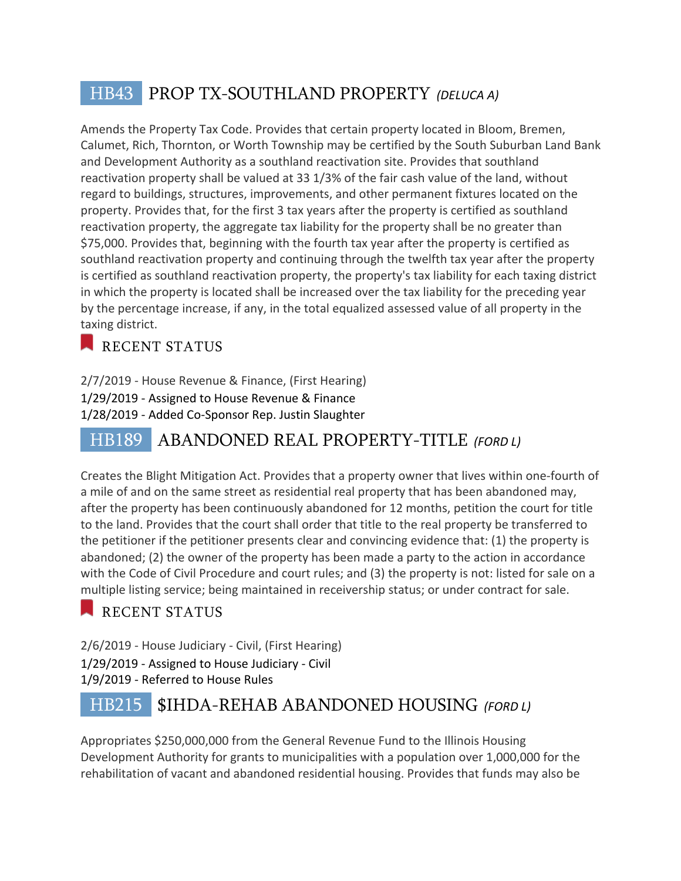## HB43 PROP TX-SOUTHLAND PROPERTY *(DELUCA A)*

Amends the Property Tax Code. Provides that certain property located in Bloom, Bremen, Calumet, Rich, Thornton, or Worth Township may be certified by the South Suburban Land Bank and Development Authority as a southland reactivation site. Provides that southland reactivation property shall be valued at 33 1/3% of the fair cash value of the land, without regard to buildings, structures, improvements, and other permanent fixtures located on the property. Provides that, for the first 3 tax years after the property is certified as southland reactivation property, the aggregate tax liability for the property shall be no greater than $75,000. Provides that, beginning with the fourth tax year after the property is certified as southland reactivation property and continuing through the twelfth tax year after the property is certified as southland reactivation property, the property's tax liability for each taxing district in which the property is located shall be increased over the tax liability for the preceding year by the percentage increase, if any, in the total equalized assessed value of all property in the taxing district.

### RECENT STATUS

2/7/2019 - House Revenue & Finance, (First Hearing)
1/29/2019 - Assigned to House Revenue & Finance
1/28/2019 - Added Co-Sponsor Rep. Justin Slaughter

## HB189 ABANDONED REAL PROPERTY-TITLE *(FORD L)*

Creates the Blight Mitigation Act. Provides that a property owner that lives within one-fourth of a mile of and on the same street as residential real property that has been abandoned may, after the property has been continuously abandoned for 12 months, petition the court for title to the land. Provides that the court shall order that title to the real property be transferred to the petitioner if the petitioner presents clear and convincing evidence that: (1) the property is abandoned; (2) the owner of the property has been made a party to the action in accordance with the Code of Civil Procedure and court rules; and (3) the property is not: listed for sale on a multiple listing service; being maintained in receivership status; or under contract for sale.

### RECENT STATUS

2/6/2019 - House Judiciary - Civil, (First Hearing)
1/29/2019 - Assigned to House Judiciary - Civil
1/9/2019 - Referred to House Rules

## HB215 $IHDA-REHAB ABANDONED HOUSING *(FORD L)*

Appropriates $250,000,000 from the General Revenue Fund to the Illinois Housing Development Authority for grants to municipalities with a population over 1,000,000 for the rehabilitation of vacant and abandoned residential housing. Provides that funds may also be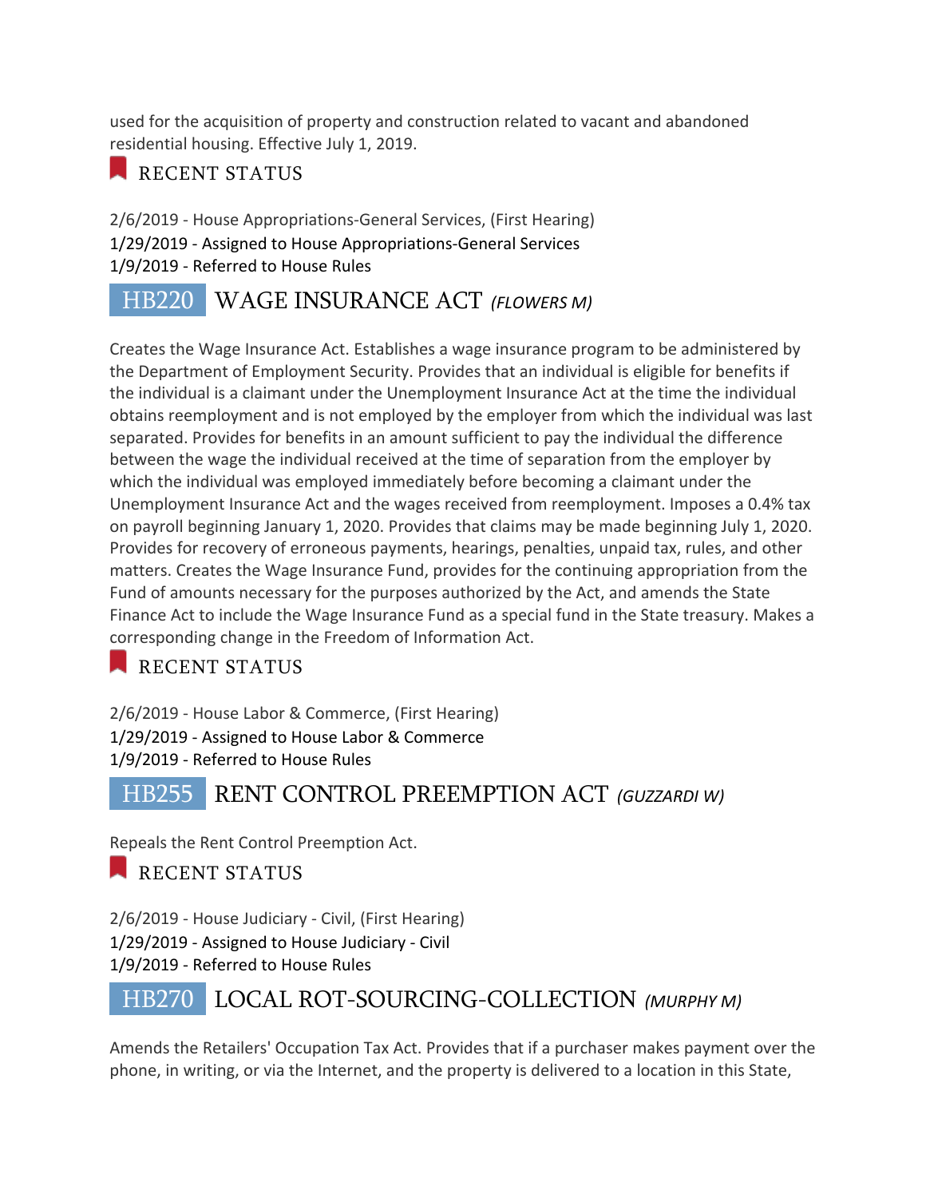used for the acquisition of property and construction related to vacant and abandoned residential housing. Effective July 1, 2019.

RECENT STATUS

2/6/2019 - House Appropriations-General Services, (First Hearing)
1/29/2019 - Assigned to House Appropriations-General Services
1/9/2019 - Referred to House Rules

## HB220 WAGE INSURANCE ACT *(FLOWERS M)*

Creates the Wage Insurance Act. Establishes a wage insurance program to be administered by the Department of Employment Security. Provides that an individual is eligible for benefits if the individual is a claimant under the Unemployment Insurance Act at the time the individual obtains reemployment and is not employed by the employer from which the individual was last separated. Provides for benefits in an amount sufficient to pay the individual the difference between the wage the individual received at the time of separation from the employer by which the individual was employed immediately before becoming a claimant under the Unemployment Insurance Act and the wages received from reemployment. Imposes a 0.4% tax on payroll beginning January 1, 2020. Provides that claims may be made beginning July 1, 2020. Provides for recovery of erroneous payments, hearings, penalties, unpaid tax, rules, and other matters. Creates the Wage Insurance Fund, provides for the continuing appropriation from the Fund of amounts necessary for the purposes authorized by the Act, and amends the State Finance Act to include the Wage Insurance Fund as a special fund in the State treasury. Makes a corresponding change in the Freedom of Information Act.

RECENT STATUS

2/6/2019 - House Labor & Commerce, (First Hearing)
1/29/2019 - Assigned to House Labor & Commerce
1/9/2019 - Referred to House Rules

## HB255 RENT CONTROL PREEMPTION ACT *(GUZZARDI W)*

Repeals the Rent Control Preemption Act.

RECENT STATUS

2/6/2019 - House Judiciary - Civil, (First Hearing)
1/29/2019 - Assigned to House Judiciary - Civil
1/9/2019 - Referred to House Rules

## HB270 LOCAL ROT-SOURCING-COLLECTION *(MURPHY M)*

Amends the Retailers' Occupation Tax Act. Provides that if a purchaser makes payment over the phone, in writing, or via the Internet, and the property is delivered to a location in this State,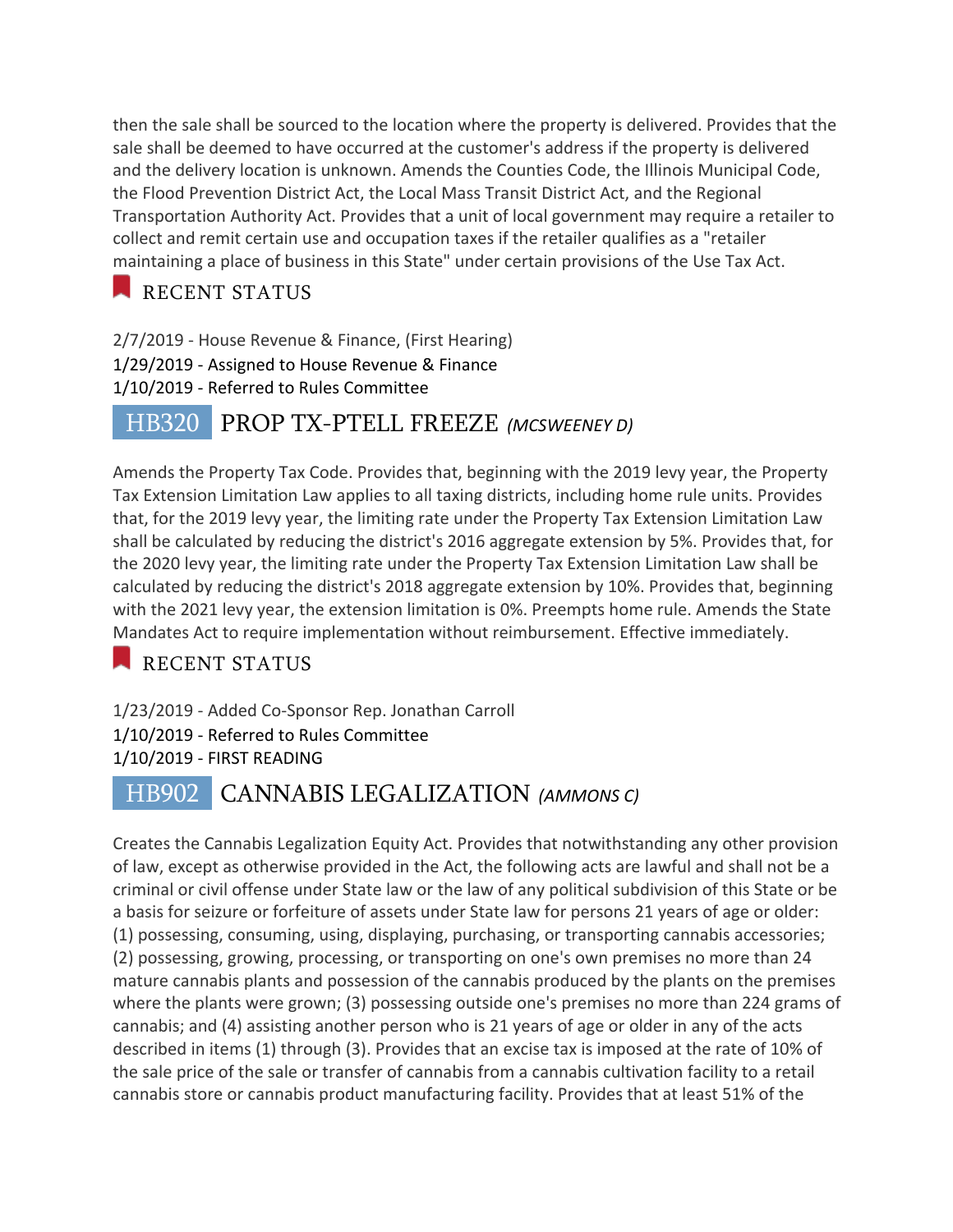then the sale shall be sourced to the location where the property is delivered. Provides that the sale shall be deemed to have occurred at the customer's address if the property is delivered and the delivery location is unknown. Amends the Counties Code, the Illinois Municipal Code, the Flood Prevention District Act, the Local Mass Transit District Act, and the Regional Transportation Authority Act. Provides that a unit of local government may require a retailer to collect and remit certain use and occupation taxes if the retailer qualifies as a "retailer maintaining a place of business in this State" under certain provisions of the Use Tax Act.

### RECENT STATUS

2/7/2019 - House Revenue & Finance, (First Hearing)
1/29/2019 - Assigned to House Revenue & Finance
1/10/2019 - Referred to Rules Committee

## HB320 PROP TX-PTELL FREEZE *(MCSWEENEY D)*

Amends the Property Tax Code. Provides that, beginning with the 2019 levy year, the Property Tax Extension Limitation Law applies to all taxing districts, including home rule units. Provides that, for the 2019 levy year, the limiting rate under the Property Tax Extension Limitation Law shall be calculated by reducing the district's 2016 aggregate extension by 5%. Provides that, for the 2020 levy year, the limiting rate under the Property Tax Extension Limitation Law shall be calculated by reducing the district's 2018 aggregate extension by 10%. Provides that, beginning with the 2021 levy year, the extension limitation is 0%. Preempts home rule. Amends the State Mandates Act to require implementation without reimbursement. Effective immediately.

### RECENT STATUS

1/23/2019 - Added Co-Sponsor Rep. Jonathan Carroll
1/10/2019 - Referred to Rules Committee
1/10/2019 - FIRST READING

## HB902 CANNABIS LEGALIZATION *(AMMONS C)*

Creates the Cannabis Legalization Equity Act. Provides that notwithstanding any other provision of law, except as otherwise provided in the Act, the following acts are lawful and shall not be a criminal or civil offense under State law or the law of any political subdivision of this State or be a basis for seizure or forfeiture of assets under State law for persons 21 years of age or older: (1) possessing, consuming, using, displaying, purchasing, or transporting cannabis accessories; (2) possessing, growing, processing, or transporting on one's own premises no more than 24 mature cannabis plants and possession of the cannabis produced by the plants on the premises where the plants were grown; (3) possessing outside one's premises no more than 224 grams of cannabis; and (4) assisting another person who is 21 years of age or older in any of the acts described in items (1) through (3). Provides that an excise tax is imposed at the rate of 10% of the sale price of the sale or transfer of cannabis from a cannabis cultivation facility to a retail cannabis store or cannabis product manufacturing facility. Provides that at least 51% of the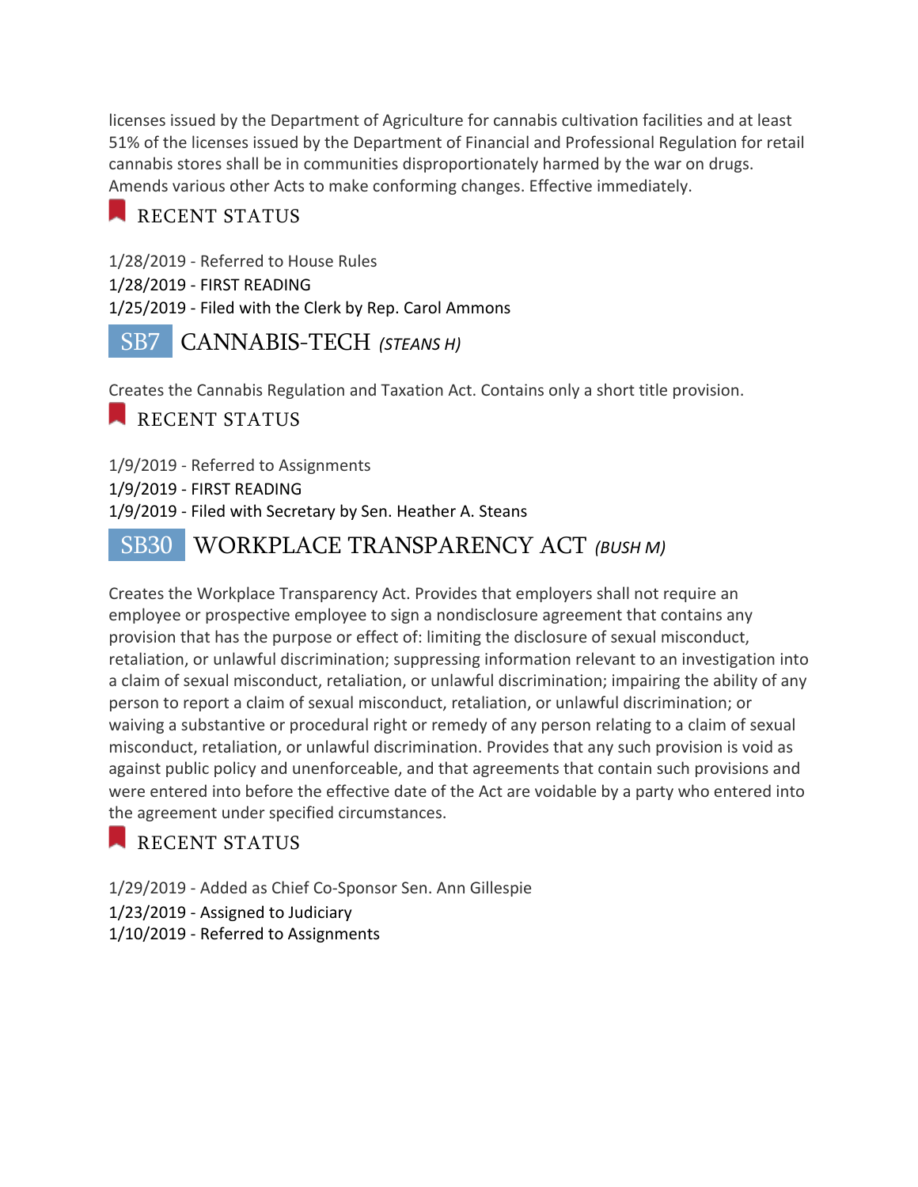licenses issued by the Department of Agriculture for cannabis cultivation facilities and at least 51% of the licenses issued by the Department of Financial and Professional Regulation for retail cannabis stores shall be in communities disproportionately harmed by the war on drugs. Amends various other Acts to make conforming changes. Effective immediately.

### RECENT STATUS

1/28/2019 - Referred to House Rules
1/28/2019 - FIRST READING
1/25/2019 - Filed with the Clerk by Rep. Carol Ammons

## SB7 CANNABIS-TECH *(STEANS H)*

Creates the Cannabis Regulation and Taxation Act. Contains only a short title provision.

### RECENT STATUS

1/9/2019 - Referred to Assignments
1/9/2019 - FIRST READING
1/9/2019 - Filed with Secretary by Sen. Heather A. Steans

## SB30 WORKPLACE TRANSPARENCY ACT *(BUSH M)*

Creates the Workplace Transparency Act. Provides that employers shall not require an employee or prospective employee to sign a nondisclosure agreement that contains any provision that has the purpose or effect of: limiting the disclosure of sexual misconduct, retaliation, or unlawful discrimination; suppressing information relevant to an investigation into a claim of sexual misconduct, retaliation, or unlawful discrimination; impairing the ability of any person to report a claim of sexual misconduct, retaliation, or unlawful discrimination; or waiving a substantive or procedural right or remedy of any person relating to a claim of sexual misconduct, retaliation, or unlawful discrimination. Provides that any such provision is void as against public policy and unenforceable, and that agreements that contain such provisions and were entered into before the effective date of the Act are voidable by a party who entered into the agreement under specified circumstances.

### RECENT STATUS

1/29/2019 - Added as Chief Co-Sponsor Sen. Ann Gillespie
1/23/2019 - Assigned to Judiciary
1/10/2019 - Referred to Assignments